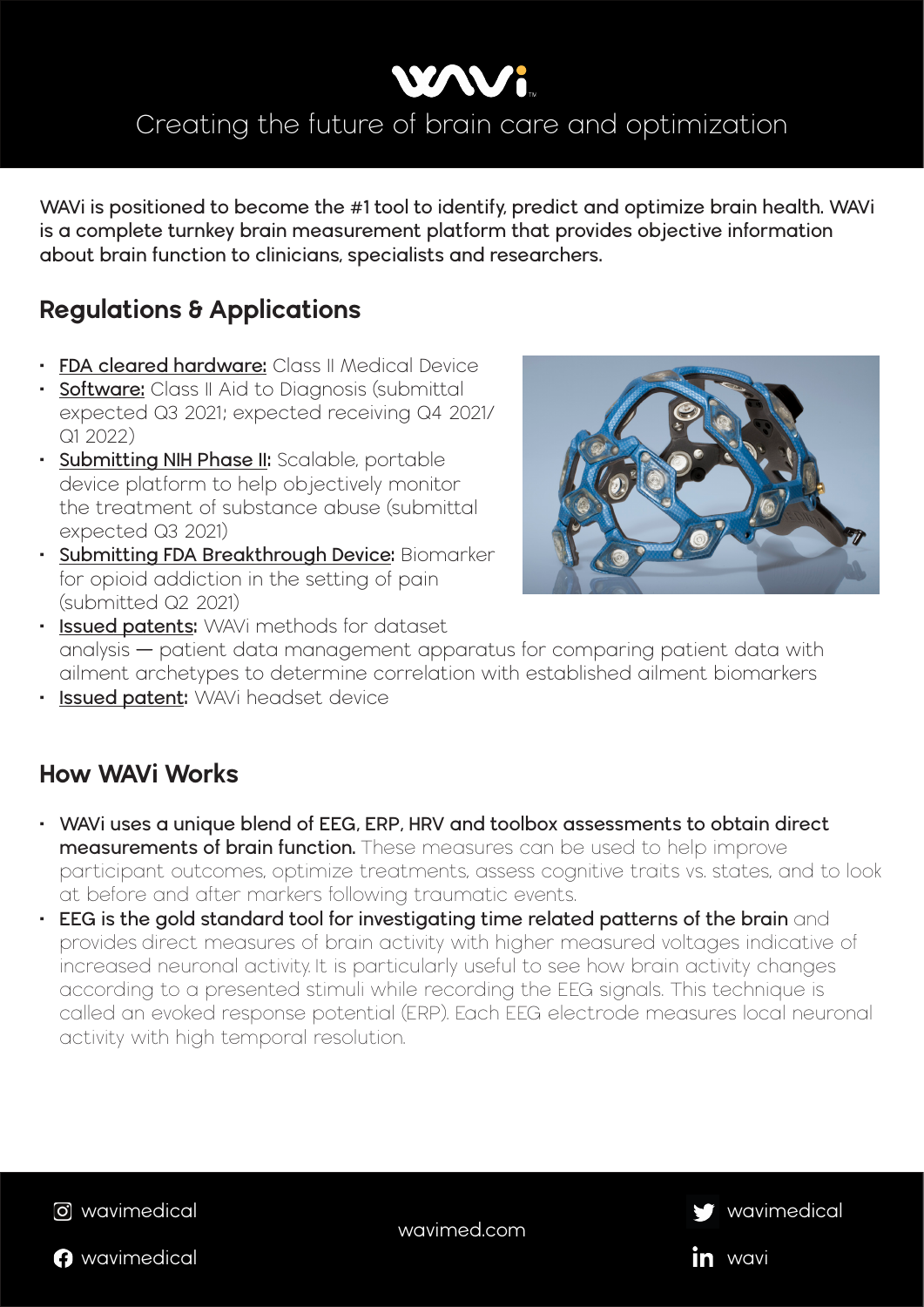# WAVi

Creating the future of brain care and optimization

WAVi is positioned to become the #1 tool to identify, predict and optimize brain health. WAVi is a complete turnkey brain measurement platform that provides objective information about brain function to clinicians, specialists and researchers.

## Regulations & Applications

- **FDA cleared hardware:** Class II Medical Device
- **Software:** Class II Aid to Diagnosis (submittal expected Q3 2021; expected receiving Q4 2021/ Q1 2022)
- **Submitting NIH Phase II:** Scalable, portable device platform to help objectively monitor the treatment of substance abuse (submittal expected Q3 2021)
- **Submitting FDA Breakthrough Device:** Biomarker for opioid addiction in the setting of pain (submitted Q2 2021)
- **Issued patents:** WAVi methods for dataset analysis — patient data management apparatus for comparing patient data with ailment archetypes to determine correlation with established ailment biomarkers
- **Issued patent:** WAVi headset device

## How WAVi Works

- **WAVi uses a unique blend of EEG, ERP, HRV and toolbox assessments to obtain direct measurements of brain function.** These measures can be used to help improve participant outcomes, optimize treatments, assess cognitive traits vs. states, and to look at before and after markers following traumatic events.
- **EEG is the gold standard tool for investigating time related patterns of the brain** and provides direct measures of brain activity with higher measured voltages indicative of increased neuronal activity. It is particularly useful to see how brain activity changes according to a presented stimuli while recording the EEG signals. This technique is called an evoked response potential (ERP). Each EEG electrode measures local neuronal activity with high temporal resolution.

wavimedical | wavimedical | wavimed.com | wavimedical | wavi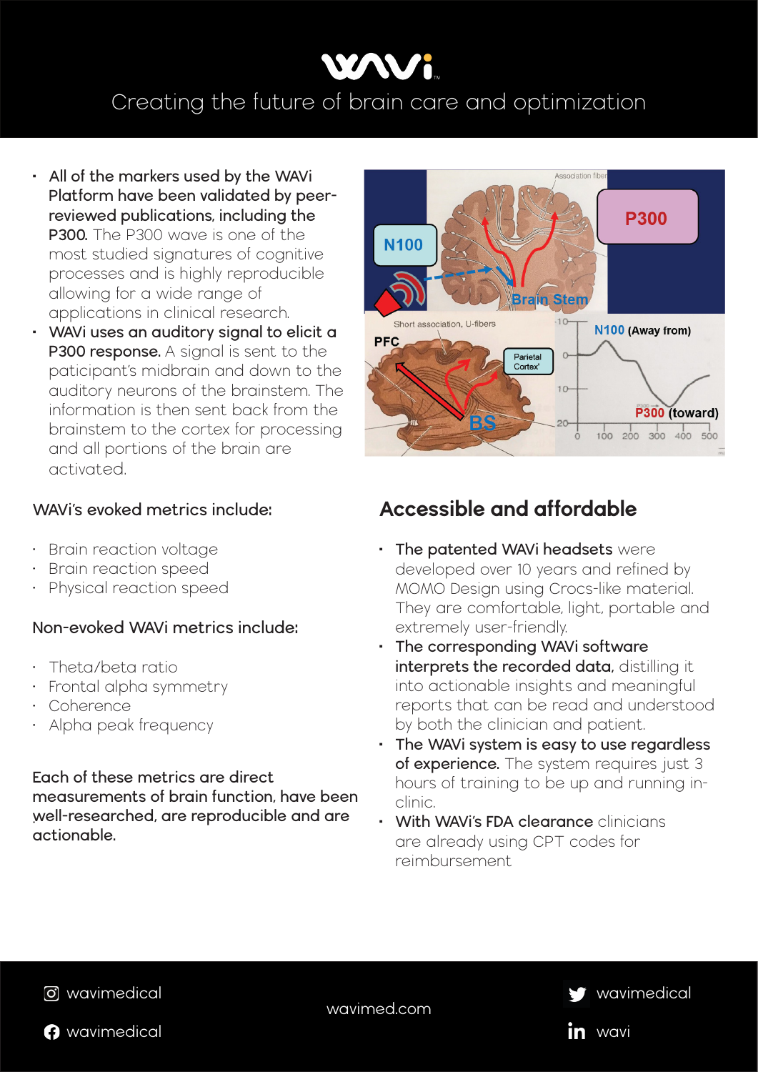# WAVi

Creating the future of brain care and optimization

- **All of the markers used by the WAVi Platform have been validated by peer-reviewed publications, including the P300.** The P300 wave is one of the most studied signatures of cognitive processes and is highly reproducible allowing for a wide range of applications in clinical research.
- **WAVi uses an auditory signal to elicit a P300 response.** A signal is sent to the paticipant's midbrain and down to the auditory neurons of the brainstem. The information is then sent back from the brainstem to the cortex for processing and all portions of the brain are activated.

WAVi's evoked metrics include:

- Brain reaction voltage
- Brain reaction speed
- Physical reaction speed

Non-evoked WAVi metrics include:

- Theta/beta ratio
- Frontal alpha symmetry
- Coherence
- Alpha peak frequency

Each of these metrics are direct measurements of brain function, have been well-researched, are reproducible and are actionable.

## Accessible and affordable

- **The patented WAVi headsets** were developed over 10 years and refined by MOMO Design using Crocs-like material. They are comfortable, light, portable and extremely user-friendly.
- **The corresponding WAVi software interprets the recorded data,** distilling it into actionable insights and meaningful reports that can be read and understood by both the clinician and patient.
- **The WAVi system is easy to use regardless of experience.** The system requires just 3 hours of training to be up and running in-clinic.
- **With WAVi's FDA clearance** clinicians are already using CPT codes for reimbursement

wavimedical

wavimedical

wavimed.com

wavimedical

wavi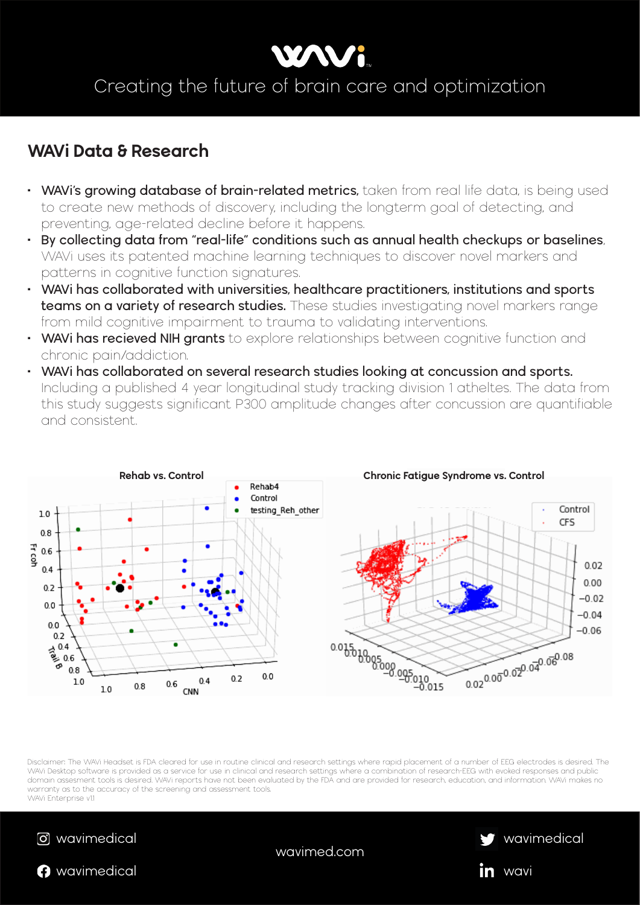# WAVi

Creating the future of brain care and optimization

## WAVi Data & Research

- **WAVi's growing database of brain-related metrics,** taken from real life data, is being used to create new methods of discovery, including the longterm goal of detecting, and preventing, age-related decline before it happens.
- **By collecting data from "real-life" conditions such as annual health checkups or baselines**, WAVi uses its patented machine learning techniques to discover novel markers and patterns in cognitive function signatures.
- **WAVi has collaborated with universities, healthcare practitioners, institutions and sports teams on a variety of research studies.** These studies investigating novel markers range from mild cognitive impairment to trauma to validating interventions.
- **WAVi has recieved NIH grants** to explore relationships between cognitive function and chronic pain/addiction.
- **WAVi has collaborated on several research studies looking at concussion and sports.** Including a published 4 year longitudinal study tracking division 1 atheltes. The data from this study suggests significant P300 amplitude changes after concussion are quantifiable and consistent.

Rehab vs. Control

Rehab4
Control
testing_Reh_other

Fr coh
1.0
0.8
0.6
0.4
0.2
0.0

Trail B
0.0
0.2
0.4
0.6
0.8
1.0

CNN
1.0
0.8
0.6
0.4
0.2
0.0

Chronic Fatigue Syndrome vs. Control

Control
CFS

0.02
0.00
−0.02
−0.04
−0.06

0.015
0.010
0.005
0.000
−0.005
−0.010
−0.015

0.02
0.00
−0.02
−0.04
−0.06
−0.08

Disclaimer: The WAVi Headset is FDA cleared for use in routine clinical and research settings where rapid placement of a number of EEG electrodes is desired. The WAVi Desktop software is provided as a service for use in clinical and research settings where a combination of research-EEG with evoked responses and public domain assesment tools is desired. WAVi reports have not been evaluated by the FDA and are provided for research, education, and information. WAVi makes no warranty as to the accuracy of the screening and assessment tools.
WAVi Enterprise v1.1

wavimedical
wavimedical
wavimed.com
wavimedical
wavi